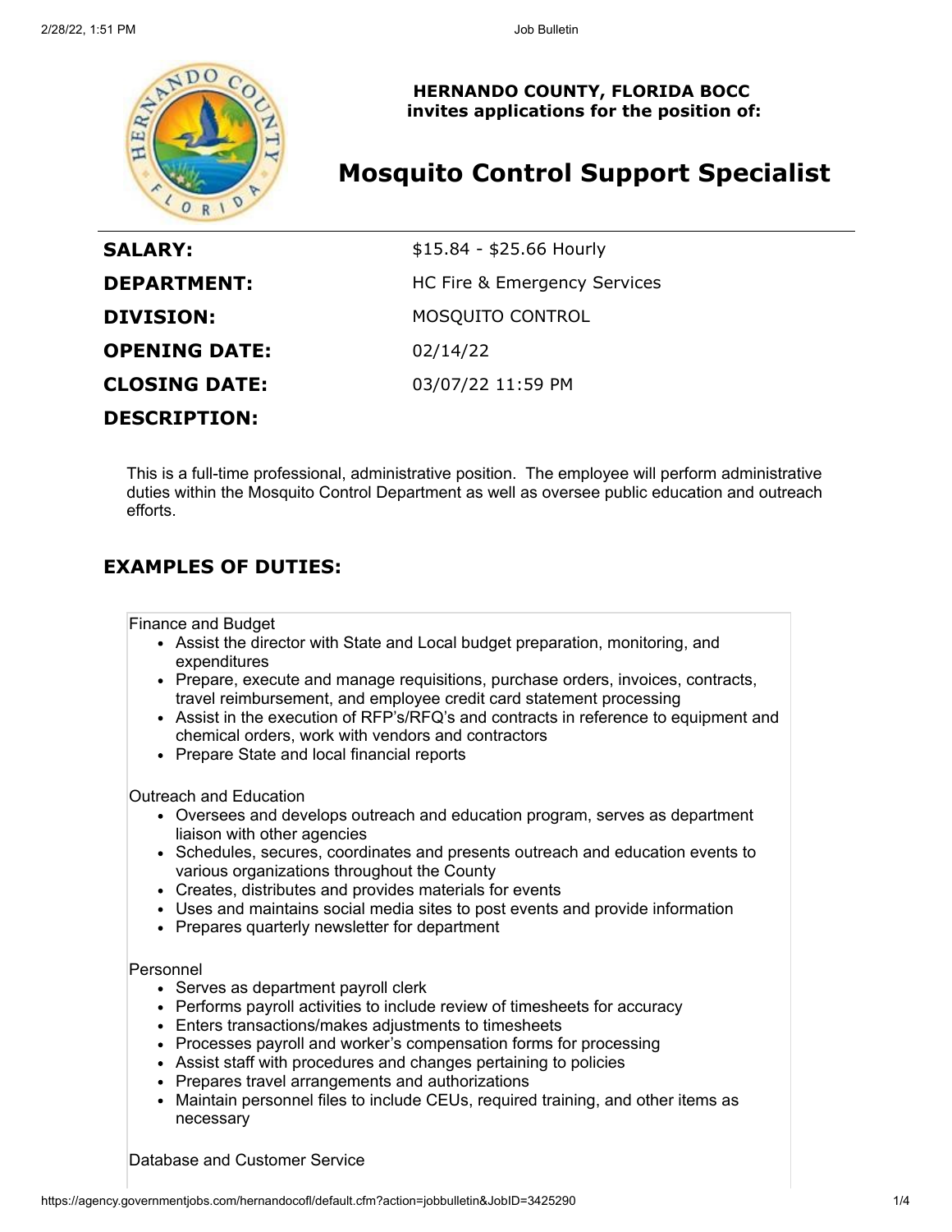**HERNANDO COUNTY, FLORIDA BOCC**
**invites applications for the position of:**

# Mosquito Control Support Specialist

| | |
|---|---|
| **SALARY:** | $15.84 - $25.66 Hourly |
| **DEPARTMENT:** | HC Fire & Emergency Services |
| **DIVISION:** | MOSQUITO CONTROL |
| **OPENING DATE:** | 02/14/22 |
| **CLOSING DATE:** | 03/07/22 11:59 PM |

**DESCRIPTION:**

This is a full-time professional, administrative position. The employee will perform administrative duties within the Mosquito Control Department as well as oversee public education and outreach efforts.

## EXAMPLES OF DUTIES:

Finance and Budget

- Assist the director with State and Local budget preparation, monitoring, and expenditures
- Prepare, execute and manage requisitions, purchase orders, invoices, contracts, travel reimbursement, and employee credit card statement processing
- Assist in the execution of RFP's/RFQ's and contracts in reference to equipment and chemical orders, work with vendors and contractors
- Prepare State and local financial reports

Outreach and Education

- Oversees and develops outreach and education program, serves as department liaison with other agencies
- Schedules, secures, coordinates and presents outreach and education events to various organizations throughout the County
- Creates, distributes and provides materials for events
- Uses and maintains social media sites to post events and provide information
- Prepares quarterly newsletter for department

Personnel

- Serves as department payroll clerk
- Performs payroll activities to include review of timesheets for accuracy
- Enters transactions/makes adjustments to timesheets
- Processes payroll and worker's compensation forms for processing
- Assist staff with procedures and changes pertaining to policies
- Prepares travel arrangements and authorizations
- Maintain personnel files to include CEUs, required training, and other items as necessary

Database and Customer Service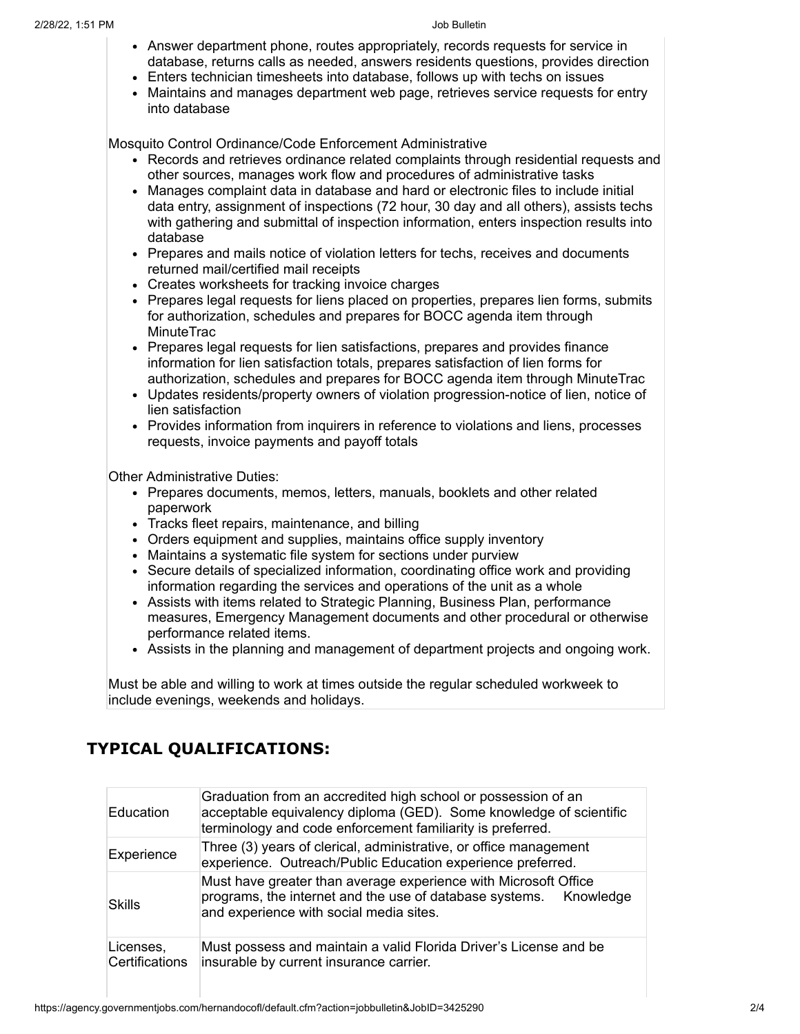- Answer department phone, routes appropriately, records requests for service in database, returns calls as needed, answers residents questions, provides direction
- Enters technician timesheets into database, follows up with techs on issues
- Maintains and manages department web page, retrieves service requests for entry into database

Mosquito Control Ordinance/Code Enforcement Administrative

- Records and retrieves ordinance related complaints through residential requests and other sources, manages work flow and procedures of administrative tasks
- Manages complaint data in database and hard or electronic files to include initial data entry, assignment of inspections (72 hour, 30 day and all others), assists techs with gathering and submittal of inspection information, enters inspection results into database
- Prepares and mails notice of violation letters for techs, receives and documents returned mail/certified mail receipts
- Creates worksheets for tracking invoice charges
- Prepares legal requests for liens placed on properties, prepares lien forms, submits for authorization, schedules and prepares for BOCC agenda item through MinuteTrac
- Prepares legal requests for lien satisfactions, prepares and provides finance information for lien satisfaction totals, prepares satisfaction of lien forms for authorization, schedules and prepares for BOCC agenda item through MinuteTrac
- Updates residents/property owners of violation progression-notice of lien, notice of lien satisfaction
- Provides information from inquirers in reference to violations and liens, processes requests, invoice payments and payoff totals

Other Administrative Duties:

- Prepares documents, memos, letters, manuals, booklets and other related paperwork
- Tracks fleet repairs, maintenance, and billing
- Orders equipment and supplies, maintains office supply inventory
- Maintains a systematic file system for sections under purview
- Secure details of specialized information, coordinating office work and providing information regarding the services and operations of the unit as a whole
- Assists with items related to Strategic Planning, Business Plan, performance measures, Emergency Management documents and other procedural or otherwise performance related items.
- Assists in the planning and management of department projects and ongoing work.

Must be able and willing to work at times outside the regular scheduled workweek to include evenings, weekends and holidays.

## TYPICAL QUALIFICATIONS:

| | |
|---|---|
| Education | Graduation from an accredited high school or possession of an acceptable equivalency diploma (GED). Some knowledge of scientific terminology and code enforcement familiarity is preferred. |
| Experience | Three (3) years of clerical, administrative, or office management experience. Outreach/Public Education experience preferred. |
| Skills | Must have greater than average experience with Microsoft Office programs, the internet and the use of database systems. Knowledge and experience with social media sites. |
| Licenses, Certifications | Must possess and maintain a valid Florida Driver's License and be insurable by current insurance carrier. |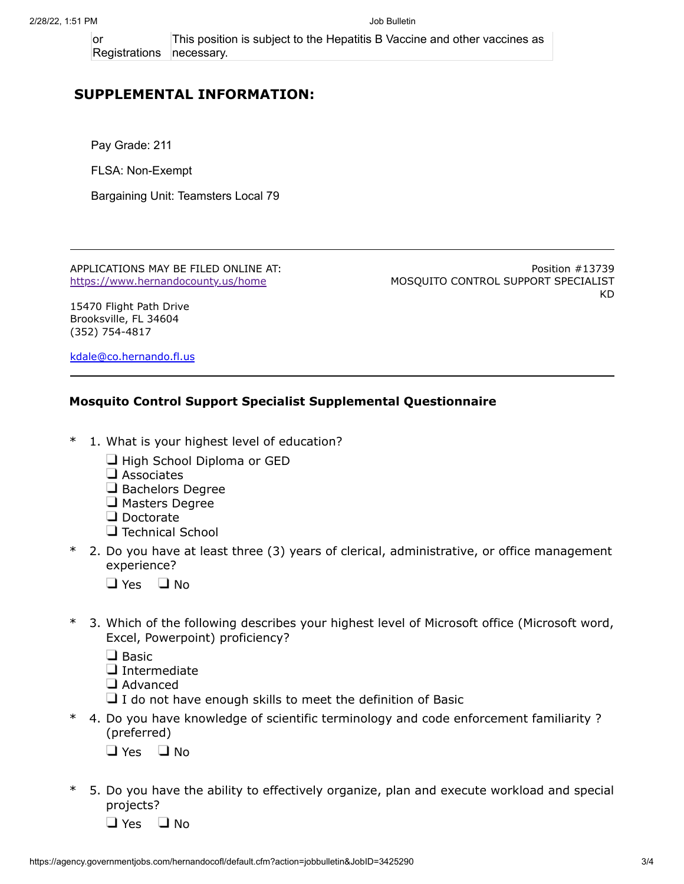| or Registrations | This position is subject to the Hepatitis B Vaccine and other vaccines as necessary. |
|---|---|

## SUPPLEMENTAL INFORMATION:

Pay Grade: 211

FLSA: Non-Exempt

Bargaining Unit: Teamsters Local 79

---

APPLICATIONS MAY BE FILED ONLINE AT:
https://www.hernandocounty.us/home

15470 Flight Path Drive
Brooksville, FL 34604
(352) 754-4817

kdale@co.hernando.fl.us

Position #13739
MOSQUITO CONTROL SUPPORT SPECIALIST
KD

---

### Mosquito Control Support Specialist Supplemental Questionnaire

\* 1. What is your highest level of education?

- ❑ High School Diploma or GED
- ❑ Associates
- ❑ Bachelors Degree
- ❑ Masters Degree
- ❑ Doctorate
- ❑ Technical School

\* 2. Do you have at least three (3) years of clerical, administrative, or office management experience?

❑ Yes ❑ No

\* 3. Which of the following describes your highest level of Microsoft office (Microsoft word, Excel, Powerpoint) proficiency?

- ❑ Basic
- ❑ Intermediate
- ❑ Advanced
- ❑ I do not have enough skills to meet the definition of Basic

\* 4. Do you have knowledge of scientific terminology and code enforcement familiarity ? (preferred)

❑ Yes ❑ No

\* 5. Do you have the ability to effectively organize, plan and execute workload and special projects?

❑ Yes ❑ No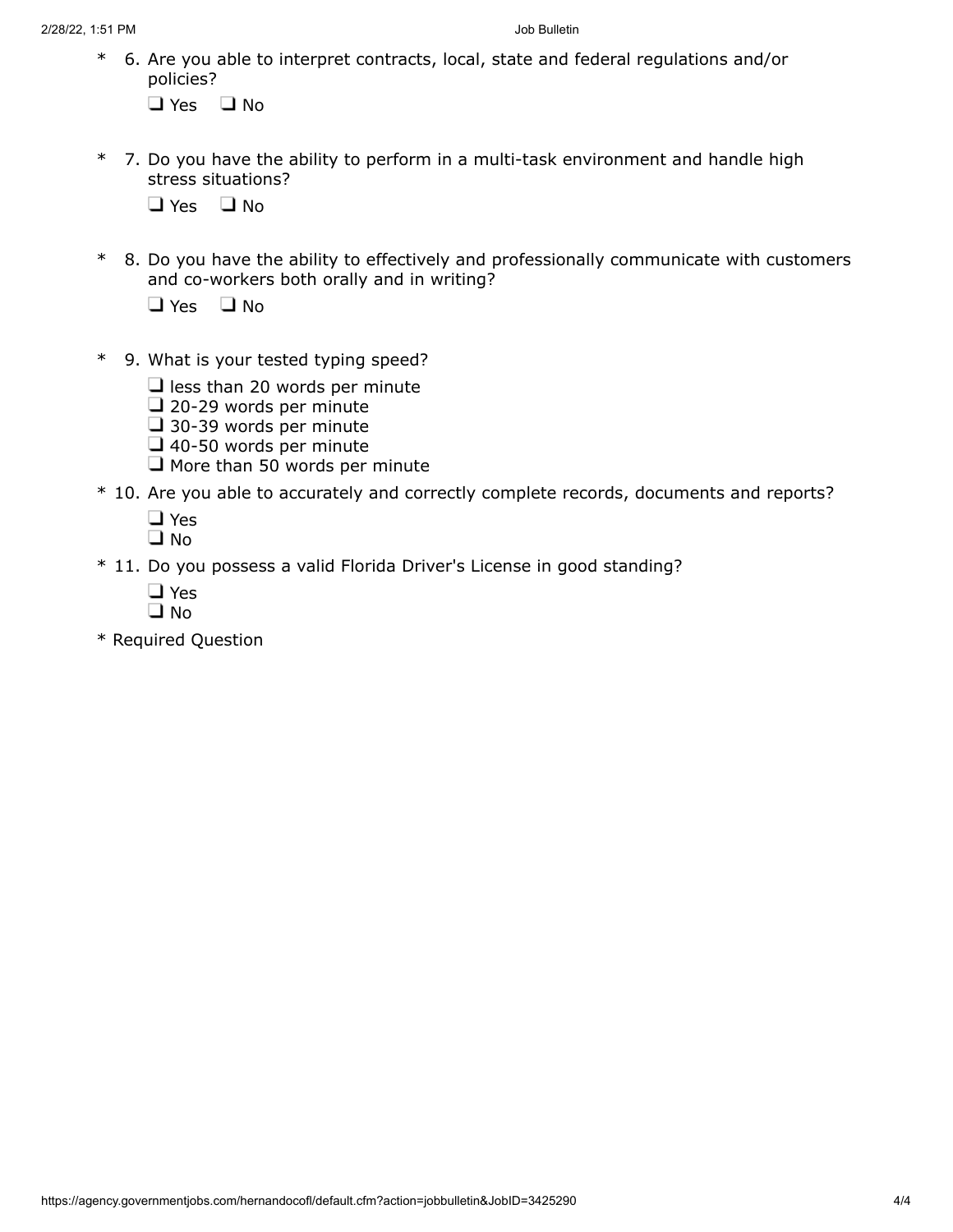\* 6. Are you able to interpret contracts, local, state and federal regulations and/or policies?

❑ Yes ❑ No

\* 7. Do you have the ability to perform in a multi-task environment and handle high stress situations?

❑ Yes ❑ No

\* 8. Do you have the ability to effectively and professionally communicate with customers and co-workers both orally and in writing?

❑ Yes ❑ No

\* 9. What is your tested typing speed?

❑ less than 20 words per minute
❑ 20-29 words per minute
❑ 30-39 words per minute
❑ 40-50 words per minute
❑ More than 50 words per minute

\* 10. Are you able to accurately and correctly complete records, documents and reports?

❑ Yes
❑ No

\* 11. Do you possess a valid Florida Driver's License in good standing?

❑ Yes
❑ No

\* Required Question